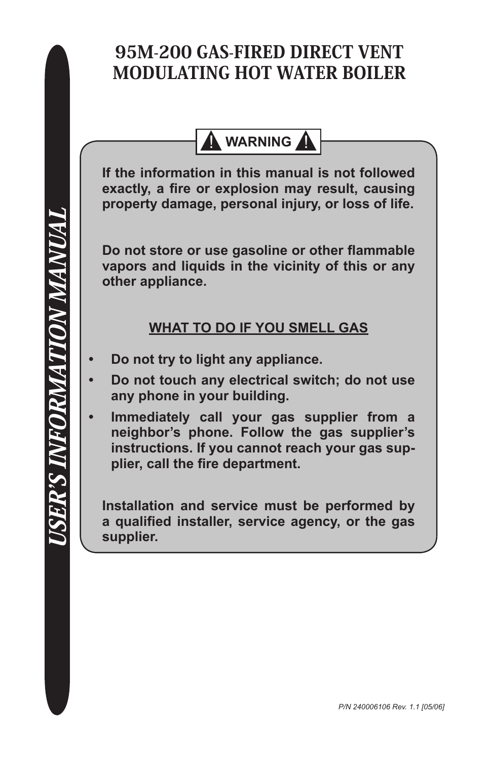# USER'S INFORMATION MANUAL

# 95M-200 GAS-FIRED DIRECT VENT MODULATING HOT WATER BOILER

**⚠ WARNING ⚠**

**If the information in this manual is not followed exactly, a fire or explosion may result, causing property damage, personal injury, or loss of life.**

**Do not store or use gasoline or other flammable vapors and liquids in the vicinity of this or any other appliance.**

**WHAT TO DO IF YOU SMELL GAS**

- **Do not try to light any appliance.**
- **Do not touch any electrical switch; do not use any phone in your building.**
- **Immediately call your gas supplier from a neighbor's phone. Follow the gas supplier's instructions. If you cannot reach your gas supplier, call the fire department.**

**Installation and service must be performed by a qualified installer, service agency, or the gas supplier.**

*P/N 240006106 Rev. 1.1 [05/06]*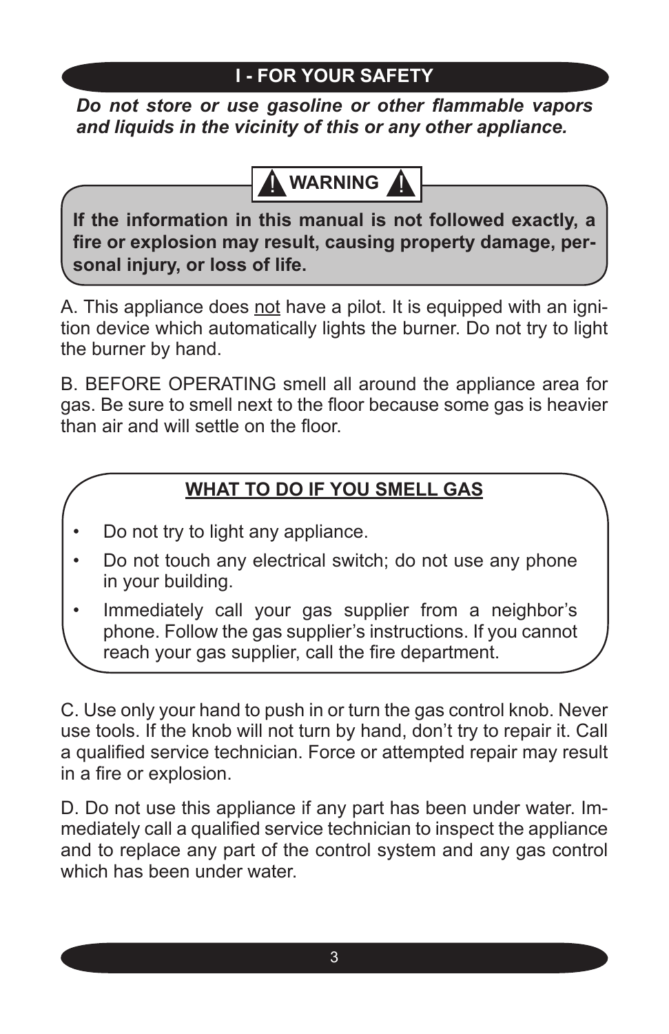## I - FOR YOUR SAFETY

***Do not store or use gasoline or other flammable vapors and liquids in the vicinity of this or any other appliance.***

**⚠ WARNING ⚠**

**If the information in this manual is not followed exactly, a fire or explosion may result, causing property damage, personal injury, or loss of life.**

A. This appliance does <u>not</u> have a pilot. It is equipped with an ignition device which automatically lights the burner. Do not try to light the burner by hand.

B. BEFORE OPERATING smell all around the appliance area for gas. Be sure to smell next to the floor because some gas is heavier than air and will settle on the floor.

**<u>WHAT TO DO IF YOU SMELL GAS</u>**

- Do not try to light any appliance.
- Do not touch any electrical switch; do not use any phone in your building.
- Immediately call your gas supplier from a neighbor's phone. Follow the gas supplier's instructions. If you cannot reach your gas supplier, call the fire department.

C. Use only your hand to push in or turn the gas control knob. Never use tools. If the knob will not turn by hand, don't try to repair it. Call a qualified service technician. Force or attempted repair may result in a fire or explosion.

D. Do not use this appliance if any part has been under water. Immediately call a qualified service technician to inspect the appliance and to replace any part of the control system and any gas control which has been under water.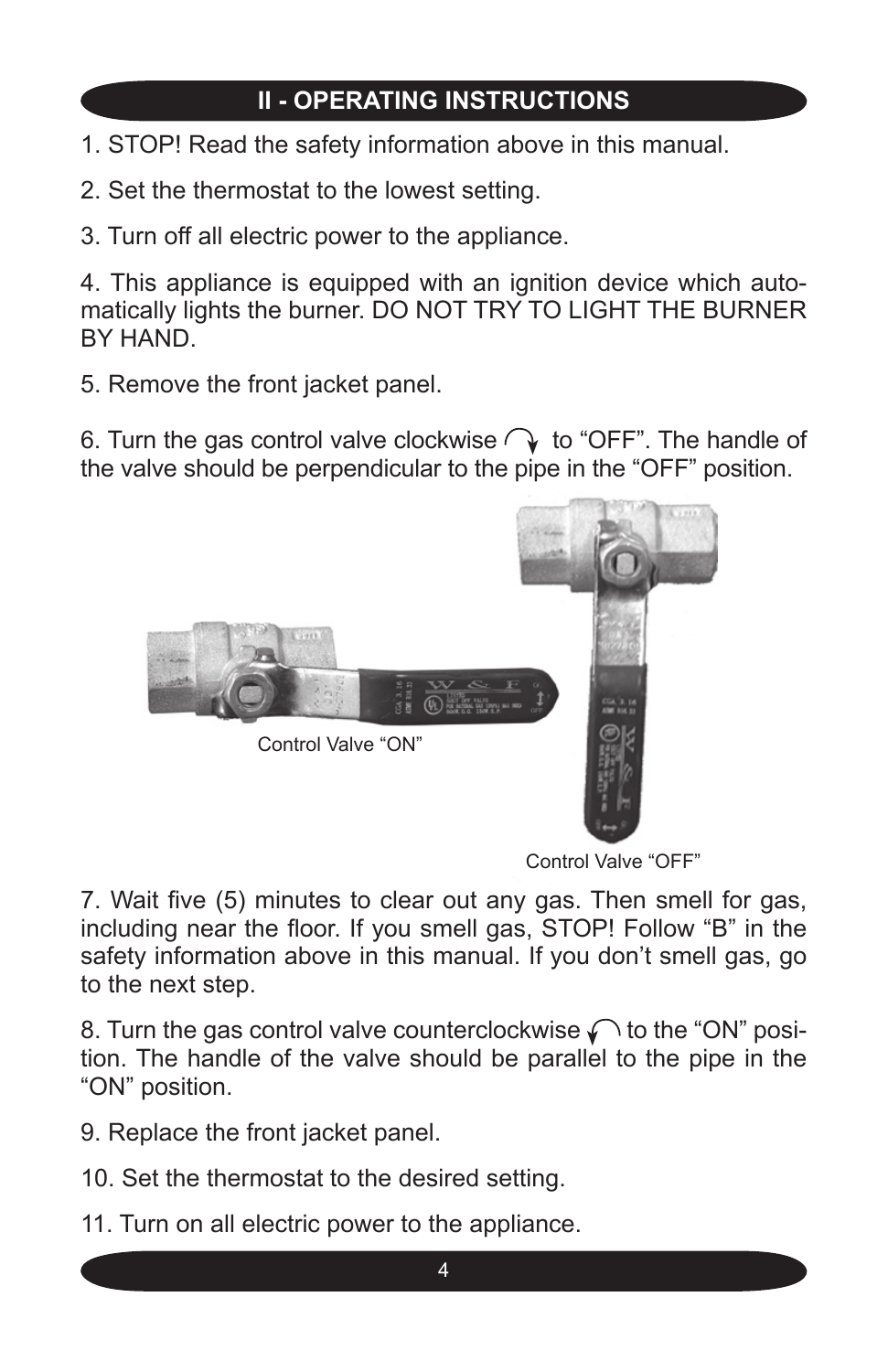## II - OPERATING INSTRUCTIONS

1. STOP! Read the safety information above in this manual.

2. Set the thermostat to the lowest setting.

3. Turn off all electric power to the appliance.

4. This appliance is equipped with an ignition device which automatically lights the burner. DO NOT TRY TO LIGHT THE BURNER BY HAND.

5. Remove the front jacket panel.

6. Turn the gas control valve clockwise ↻ to “OFF”. The handle of the valve should be perpendicular to the pipe in the “OFF” position.

Control Valve “ON”

Control Valve “OFF”

7. Wait five (5) minutes to clear out any gas. Then smell for gas, including near the floor. If you smell gas, STOP! Follow “B” in the safety information above in this manual. If you don’t smell gas, go to the next step.

8. Turn the gas control valve counterclockwise ↺ to the “ON” position. The handle of the valve should be parallel to the pipe in the “ON” position.

9. Replace the front jacket panel.

10. Set the thermostat to the desired setting.

11. Turn on all electric power to the appliance.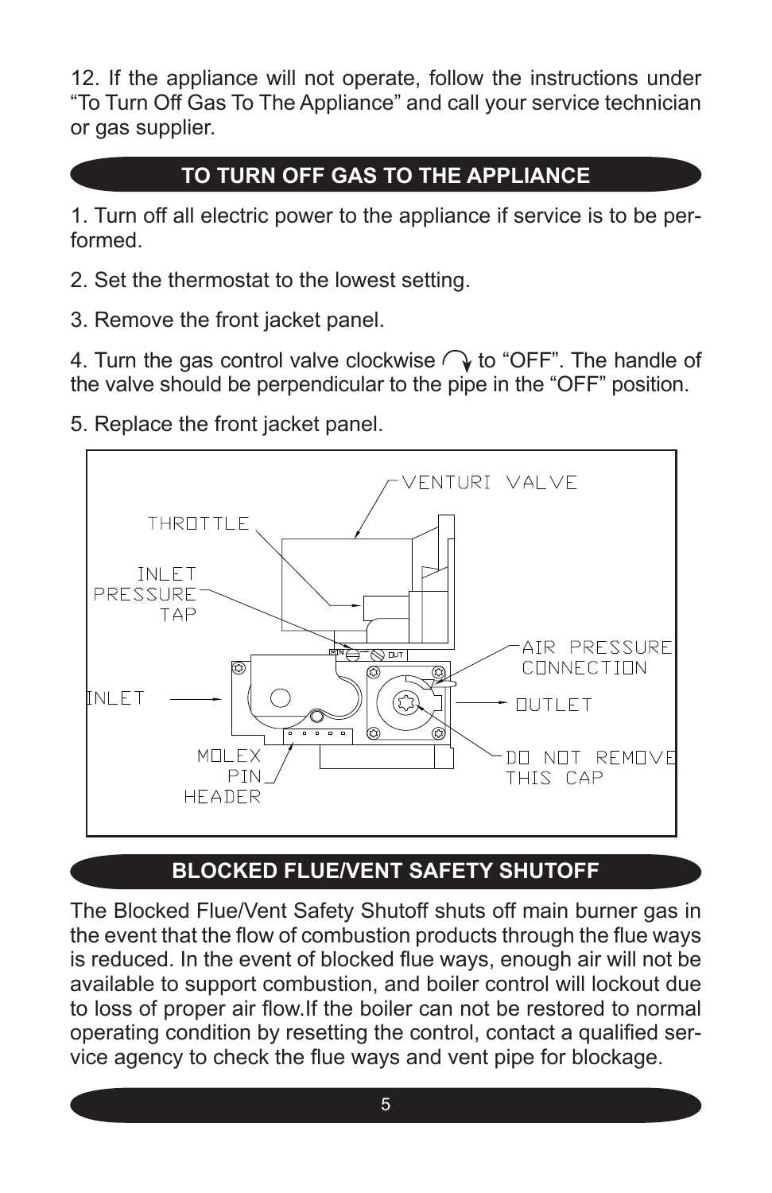12. If the appliance will not operate, follow the instructions under "To Turn Off Gas To The Appliance" and call your service technician or gas supplier.

## TO TURN OFF GAS TO THE APPLIANCE

1. Turn off all electric power to the appliance if service is to be performed.

2. Set the thermostat to the lowest setting.

3. Remove the front jacket panel.

4. Turn the gas control valve clockwise ↻ to "OFF". The handle of the valve should be perpendicular to the pipe in the "OFF" position.

5. Replace the front jacket panel.

VENTURI VALVE
THROTTLE
INLET PRESSURE TAP
AIR PRESSURE CONNECTION
INLET
OUTLET
MOLEX PIN HEADER
DO NOT REMOVE THIS CAP

## BLOCKED FLUE/VENT SAFETY SHUTOFF

The Blocked Flue/Vent Safety Shutoff shuts off main burner gas in the event that the flow of combustion products through the flue ways is reduced. In the event of blocked flue ways, enough air will not be available to support combustion, and boiler control will lockout due to loss of proper air flow.If the boiler can not be restored to normal operating condition by resetting the control, contact a qualified service agency to check the flue ways and vent pipe for blockage.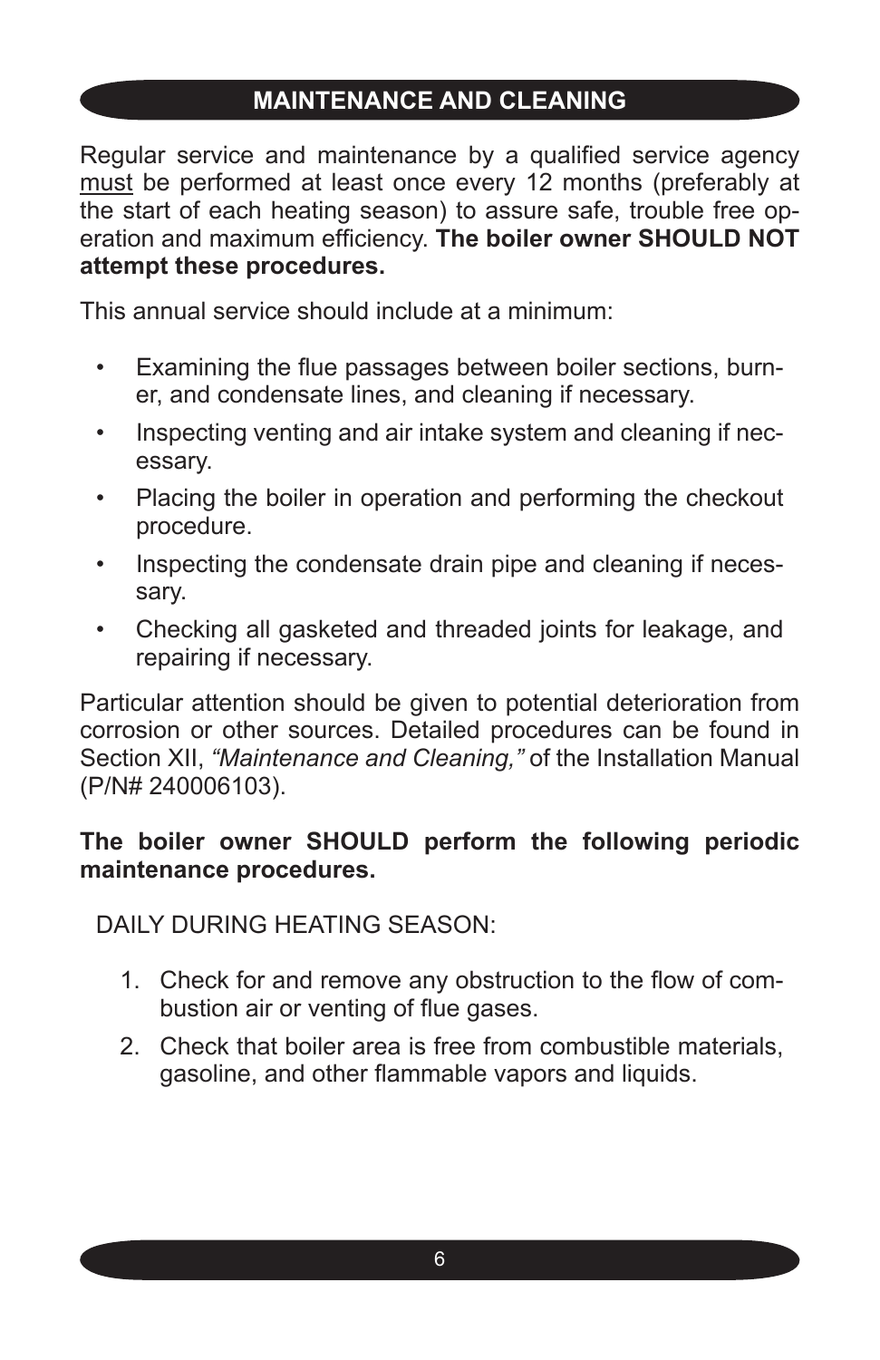## MAINTENANCE AND CLEANING

Regular service and maintenance by a qualified service agency must be performed at least once every 12 months (preferably at the start of each heating season) to assure safe, trouble free operation and maximum efficiency. **The boiler owner SHOULD NOT attempt these procedures.**

This annual service should include at a minimum:

- Examining the flue passages between boiler sections, burner, and condensate lines, and cleaning if necessary.
- Inspecting venting and air intake system and cleaning if necessary.
- Placing the boiler in operation and performing the checkout procedure.
- Inspecting the condensate drain pipe and cleaning if necessary.
- Checking all gasketed and threaded joints for leakage, and repairing if necessary.

Particular attention should be given to potential deterioration from corrosion or other sources. Detailed procedures can be found in Section XII, *"Maintenance and Cleaning,"* of the Installation Manual (P/N# 240006103).

**The boiler owner SHOULD perform the following periodic maintenance procedures.**

DAILY DURING HEATING SEASON:

1. Check for and remove any obstruction to the flow of combustion air or venting of flue gases.
2. Check that boiler area is free from combustible materials, gasoline, and other flammable vapors and liquids.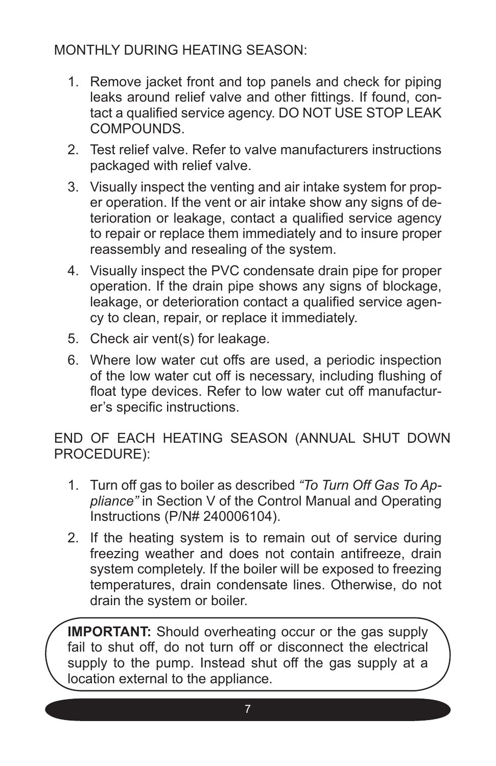MONTHLY DURING HEATING SEASON:

1. Remove jacket front and top panels and check for piping leaks around relief valve and other fittings. If found, contact a qualified service agency. DO NOT USE STOP LEAK COMPOUNDS.
2. Test relief valve. Refer to valve manufacturers instructions packaged with relief valve.
3. Visually inspect the venting and air intake system for proper operation. If the vent or air intake show any signs of deterioration or leakage, contact a qualified service agency to repair or replace them immediately and to insure proper reassembly and resealing of the system.
4. Visually inspect the PVC condensate drain pipe for proper operation. If the drain pipe shows any signs of blockage, leakage, or deterioration contact a qualified service agency to clean, repair, or replace it immediately.
5. Check air vent(s) for leakage.
6. Where low water cut offs are used, a periodic inspection of the low water cut off is necessary, including flushing of float type devices. Refer to low water cut off manufacturer's specific instructions.

END OF EACH HEATING SEASON (ANNUAL SHUT DOWN PROCEDURE):

1. Turn off gas to boiler as described *"To Turn Off Gas To Appliance"* in Section V of the Control Manual and Operating Instructions (P/N# 240006104).
2. If the heating system is to remain out of service during freezing weather and does not contain antifreeze, drain system completely. If the boiler will be exposed to freezing temperatures, drain condensate lines. Otherwise, do not drain the system or boiler.

**IMPORTANT:** Should overheating occur or the gas supply fail to shut off, do not turn off or disconnect the electrical supply to the pump. Instead shut off the gas supply at a location external to the appliance.